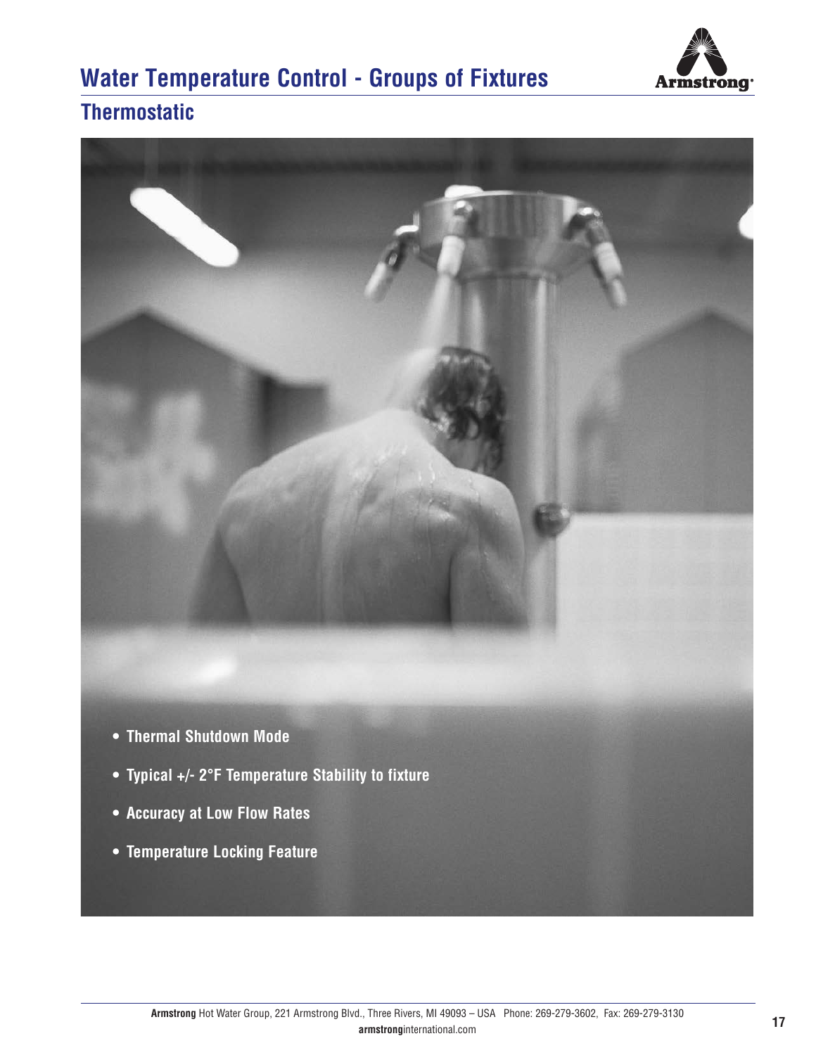# Water Temperature Control - Groups of Fixtures

## Thermostatic

- Thermal Shutdown Mode
- Typical +/- 2°F Temperature Stability to fixture
- Accuracy at Low Flow Rates
- Temperature Locking Feature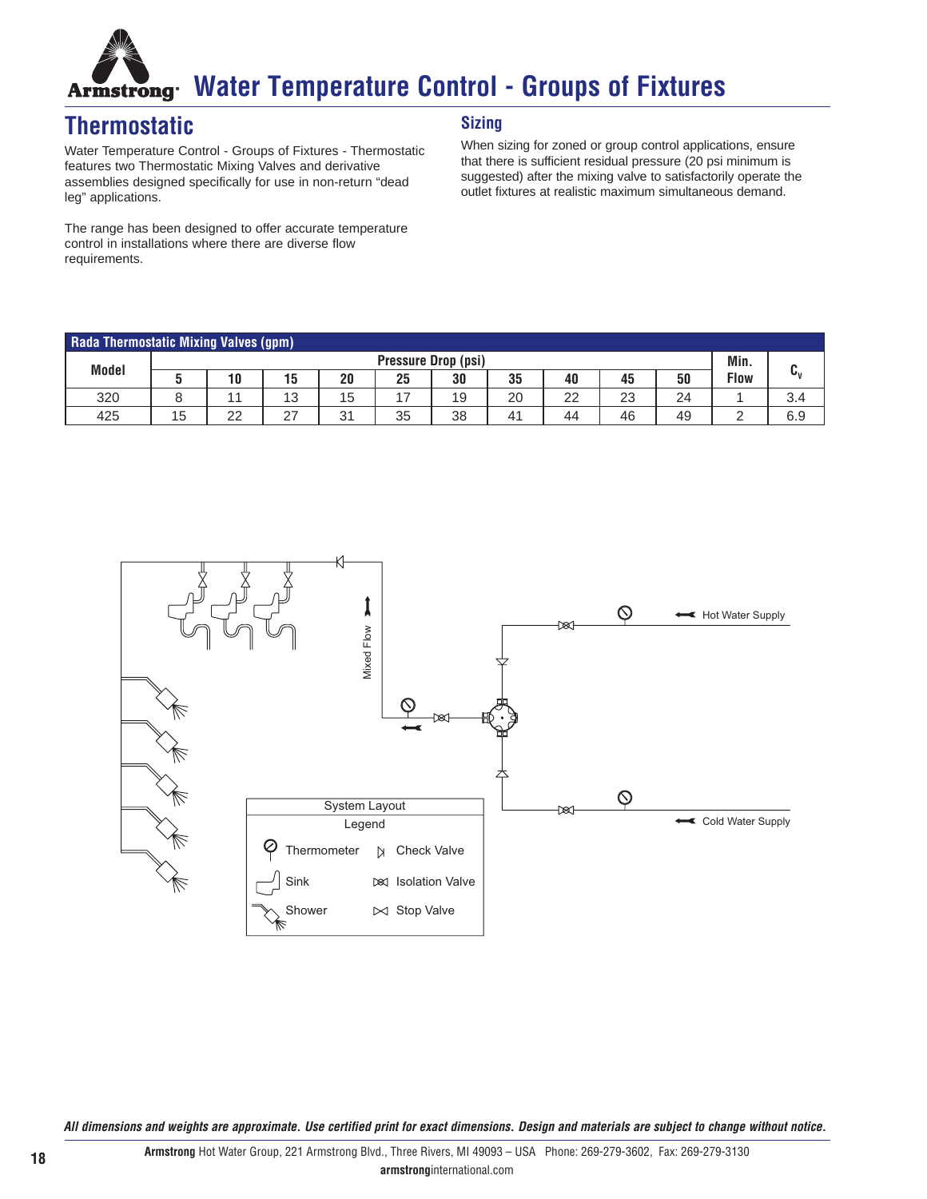# Water Temperature Control - Groups of Fixtures

## Thermostatic

Water Temperature Control - Groups of Fixtures - Thermostatic features two Thermostatic Mixing Valves and derivative assemblies designed specifically for use in non-return "dead leg" applications.

The range has been designed to offer accurate temperature control in installations where there are diverse flow requirements.

## Sizing

When sizing for zoned or group control applications, ensure that there is sufficient residual pressure (20 psi minimum is suggested) after the mixing valve to satisfactorily operate the outlet fixtures at realistic maximum simultaneous demand.

**Rada Thermostatic Mixing Valves (gpm)**

| Model | Pressure Drop (psi) | | | | | | | | | | Min. Flow | $C_v$ |
|---|---|---|---|---|---|---|---|---|---|---|---|---|
| | 5 | 10 | 15 | 20 | 25 | 30 | 35 | 40 | 45 | 50 | | |
| 320 | 8 | 11 | 13 | 15 | 17 | 19 | 20 | 22 | 23 | 24 | 1 | 3.4 |
| 425 | 15 | 22 | 27 | 31 | 35 | 38 | 41 | 44 | 46 | 49 | 2 | 6.9 |

Mixed Flow

Hot Water Supply

Cold Water Supply

System Layout

Legend

Thermometer

Check Valve

Sink

Isolation Valve

Shower

Stop Valve

*All dimensions and weights are approximate. Use certified print for exact dimensions. Design and materials are subject to change without notice.*

**Armstrong** Hot Water Group, 221 Armstrong Blvd., Three Rivers, MI 49093 – USA Phone: 269-279-3602, Fax: 269-279-3130
**armstrong**international.com